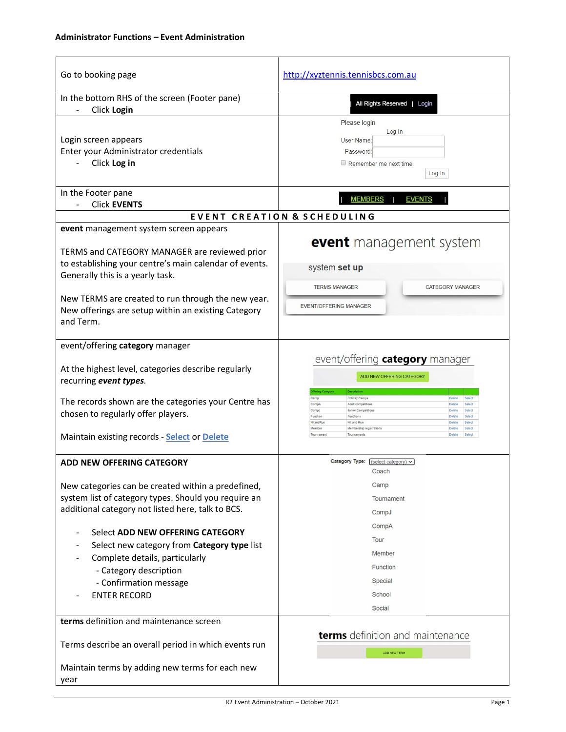**Administrator Functions – Event Administration**

| | |
|---|---|
| Go to booking page | http://xyztennis.tennisbcs.com.au |
| In the bottom RHS of the screen (Footer pane)<br>- Click **Login** | All Rights Reserved \| Login |
| Login screen appears<br>Enter your Administrator credentials<br>- Click **Log in** | Please login<br>Log In<br>User Name:<br>Password:<br>Remember me next time.<br>Log In |
| In the Footer pane<br>- Click **EVENTS** | \| MEMBERS \| EVENTS \| |
| **E V E N T  C R E A T I O N  &  S C H E D U L I N G** | |
| **event** management system screen appears<br><br>TERMS and CATEGORY MANAGER are reviewed prior to establishing your centre's main calendar of events. Generally this is a yearly task.<br><br>New TERMS are created to run through the new year. New offerings are setup within an existing Category and Term. | **event** management system<br>system **set up**<br>TERMS MANAGER<br>CATEGORY MANAGER<br>EVENT/OFFERING MANAGER |
| event/offering **category** manager<br><br>At the highest level, categories describe regularly recurring ***event types***.<br><br>The records shown are the categories your Centre has chosen to regularly offer players.<br><br>Maintain existing records - **Select** or **Delete** | event/offering **category** manager<br>ADD NEW OFFERING CATEGORY<br>Offering Category / Description<br>Camp – Holiday Camps – Delete – Select<br>CompA – Adult competitions – Delete – Select<br>CompJ – Junior Competitions – Delete – Select<br>Function – Functions – Delete – Select<br>HitandRun – Hit and Run – Delete – Select<br>Member – Membership registrations – Delete – Select<br>Tournament – Tournaments – Delete – Select |
| **ADD NEW OFFERING CATEGORY**<br><br>New categories can be created within a predefined, system list of category types. Should you require an additional category not listed here, talk to BCS.<br><br>- Select **ADD NEW OFFERING CATEGORY**<br>- Select new category from **Category type** list<br>- Complete details, particularly<br>  - Category description<br>  - Confirmation message<br>- ENTER RECORD | Category Type: (select category)<br>Coach<br>Camp<br>Tournament<br>CompJ<br>CompA<br>Tour<br>Member<br>Function<br>Special<br>School<br>Social |
| **terms** definition and maintenance screen<br><br>Terms describe an overall period in which events run<br><br>Maintain terms by adding new terms for each new year | **terms** definition and maintenance<br>ADD NEW TERM |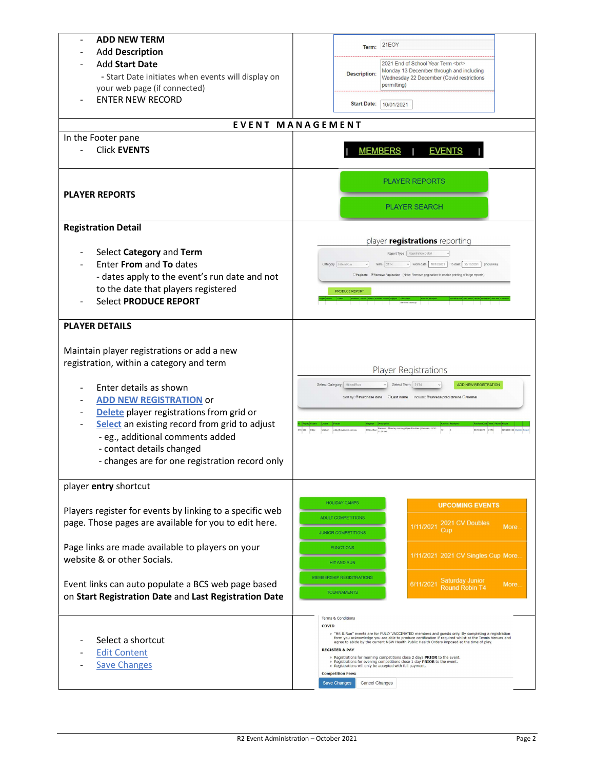| | |
|---|---|
| - **ADD NEW TERM**<br>- Add **Description**<br>- Add **Start Date**<br>  - Start Date initiates when events will display on your web page (if connected)<br>- ENTER NEW RECORD | Term: 21EOY<br>Description: 2021 End of School Year Term <br/> Monday 13 December through and including Wednesday 22 December (Covid restrictions permitting)<br>Start Date: 10/01/2021 |
| **EVENT MANAGEMENT** | |
| In the Footer pane<br>- Click **EVENTS** | \| MEMBERS \| EVENTS \| |
| **PLAYER REPORTS** | PLAYER REPORTS<br>PLAYER SEARCH |
| **Registration Detail**<br>- Select **Category** and **Term**<br>- Enter **From** and **To** dates<br>  - dates apply to the event's run date and not to the date that players registered<br>- Select **PRODUCE REPORT** | player **registrations** reporting<br>PRODUCE REPORT |
| **PLAYER DETAILS**<br><br>Maintain player registrations or add a new registration, within a category and term<br><br>- Enter details as shown<br>- **ADD NEW REGISTRATION** or<br>- **Delete** player registrations from grid or<br>- **Select** an existing record from grid to adjust<br>  - eg., additional comments added<br>  - contact details changed<br>  - changes are for one registration record only | Player Registrations<br>ADD NEW REGISTRATION |
| player **entry** shortcut<br><br>Players register for events by linking to a specific web page. Those pages are available for you to edit here.<br><br>Page links are made available to players on your website & or other Socials.<br><br>Event links can auto populate a BCS web page based on **Start Registration Date** and **Last Registration Date** | HOLIDAY CAMPS<br>ADULT COMPETITIONS<br>JUNIOR COMPETITIONS<br>FUNCTIONS<br>HIT AND RUN<br>MEMBERSHIP REGISTRATIONS<br>TOURNAMENTS<br><br>UPCOMING EVENTS<br>1/11/2021 2021 CV Doubles Cup More...<br>1/11/2021 2021 CV Singles Cup More...<br>6/11/2021 Saturday Junior Round Robin T4 More... |
| - Select a shortcut<br>- Edit Content<br>- Save Changes | Terms & Conditions<br>COVID<br>"Hit & Run" events are for FULLY VACCINATED members and guests only. By completing a registration form you acknowledge you are able to produce certification if required whilst at the Tennis Venues and agree to abide by the current NSW Health Public Health Orders imposed at the time of play.<br>REGISTER & PAY<br>Registrations for morning competitions close 2 days PRIOR to the event.<br>Registrations for evening competitions close 1 day PRIOR to the event.<br>Registrations will only be accepted with full payment.<br>Competition Fees:<br>Save Changes Cancel Changes |